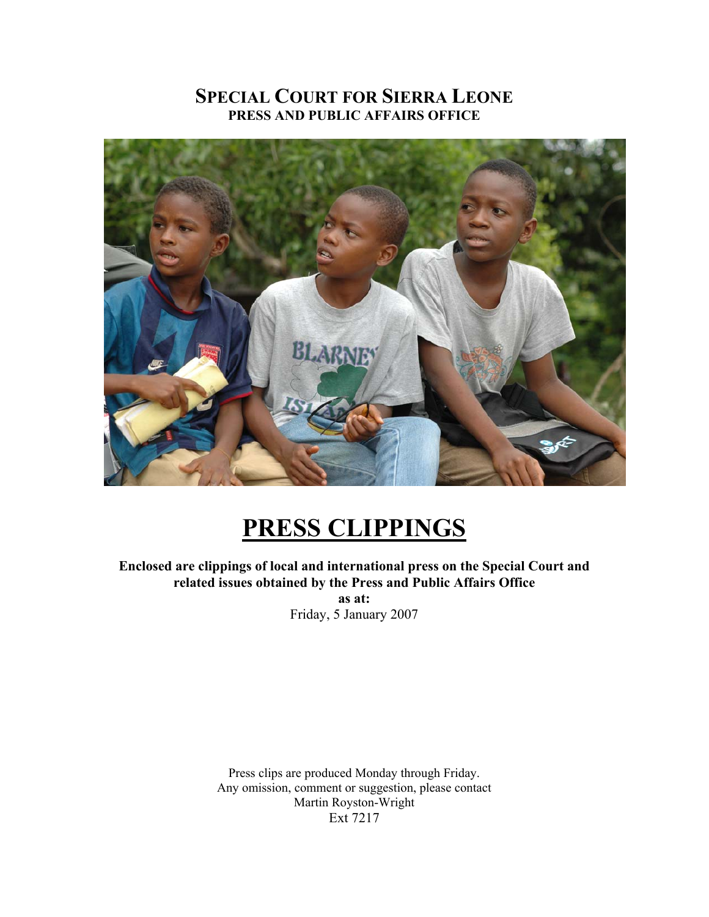# SPECIAL COURT FOR SIERRA LEONE
## PRESS AND PUBLIC AFFAIRS OFFICE

# PRESS CLIPPINGS

**Enclosed are clippings of local and international press on the Special Court and related issues obtained by the Press and Public Affairs Office**
**as at:**
Friday, 5 January 2007

Press clips are produced Monday through Friday.
Any omission, comment or suggestion, please contact
Martin Royston-Wright
Ext 7217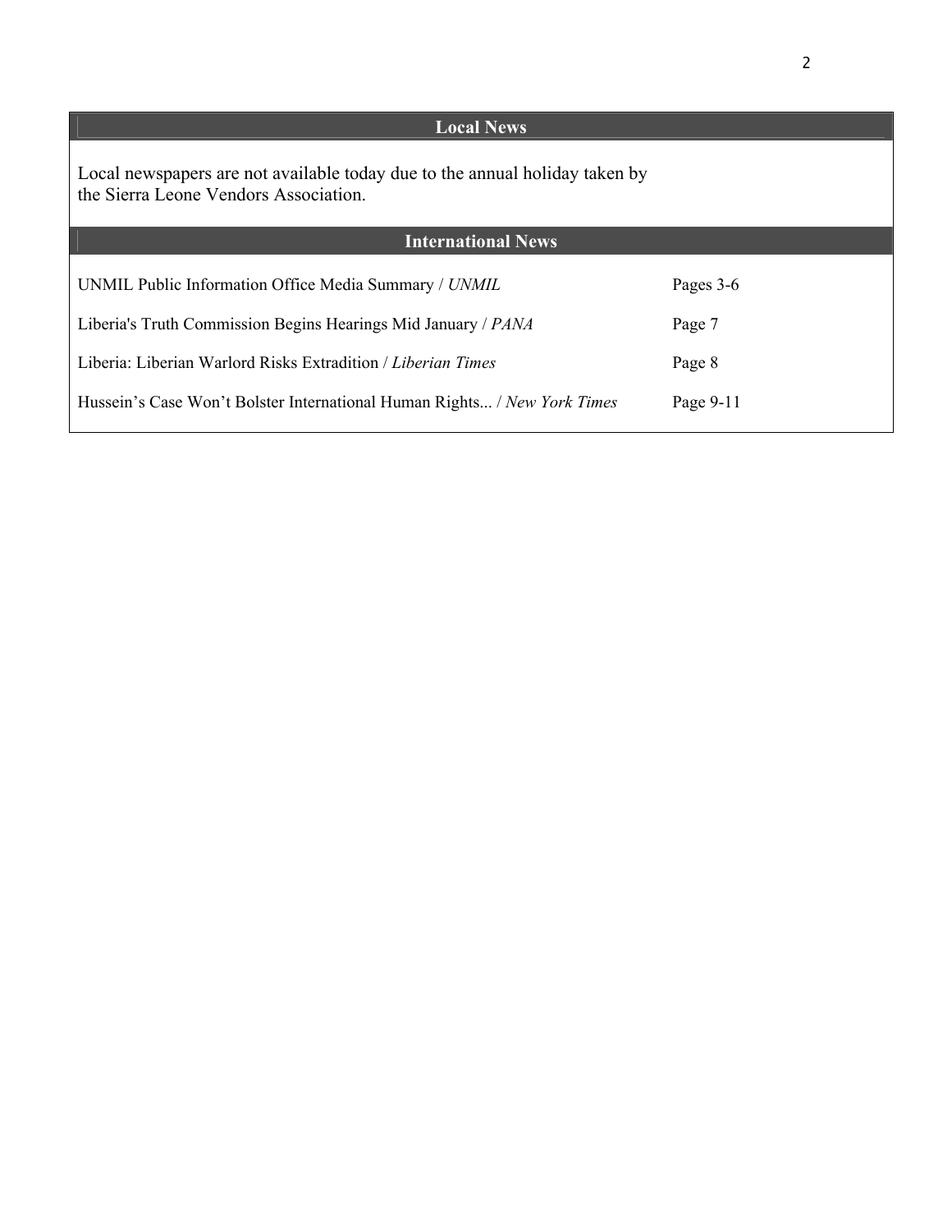## Local News

Local newspapers are not available today due to the annual holiday taken by the Sierra Leone Vendors Association.

## International News

| | |
|---|---|
| UNMIL Public Information Office Media Summary / *UNMIL* | Pages 3-6 |
| Liberia's Truth Commission Begins Hearings Mid January / *PANA* | Page 7 |
| Liberia: Liberian Warlord Risks Extradition / *Liberian Times* | Page 8 |
| Hussein's Case Won't Bolster International Human Rights... / *New York Times* | Page 9-11 |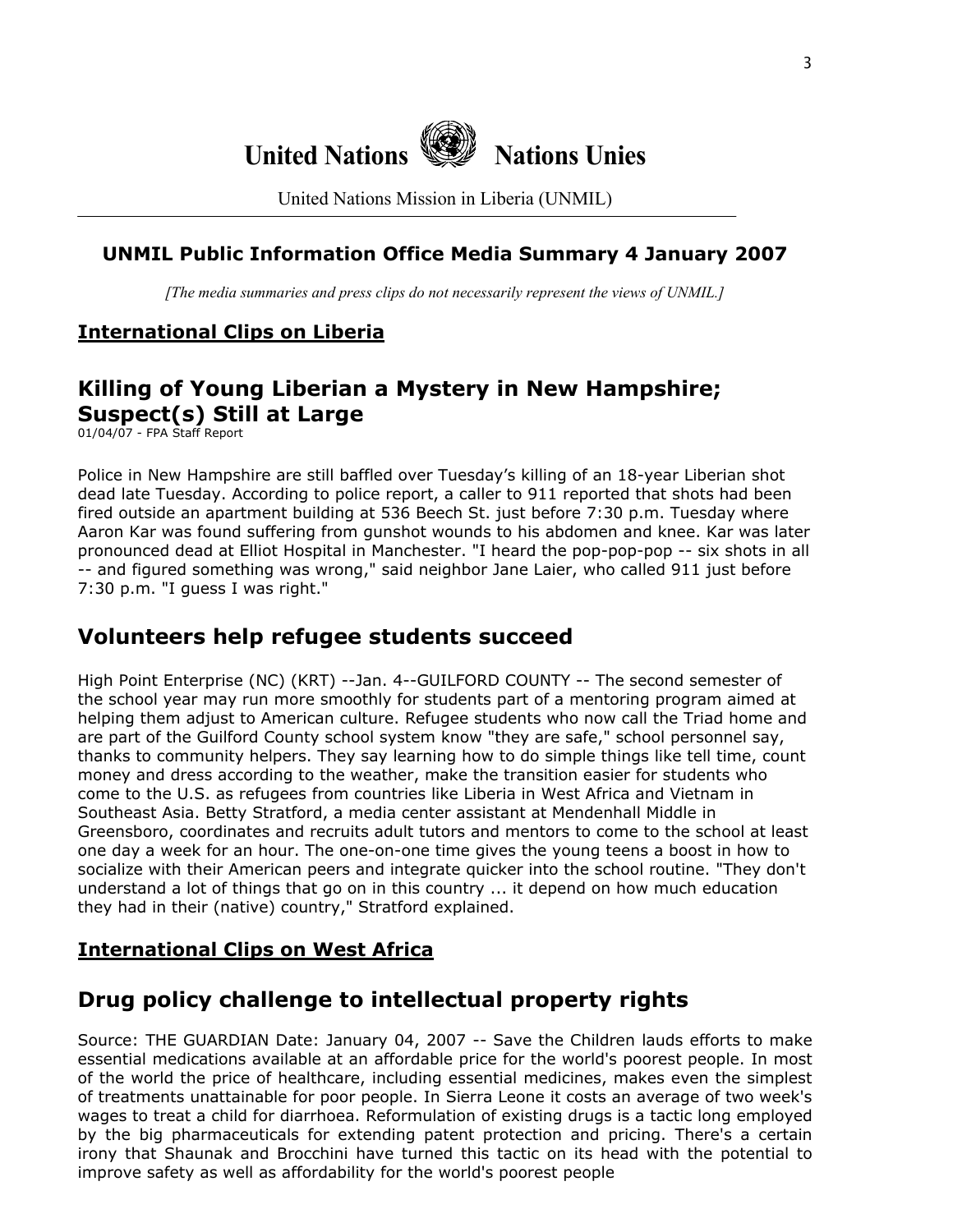# United Nations Nations Unies

United Nations Mission in Liberia (UNMIL)

## UNMIL Public Information Office Media Summary 4 January 2007

*[The media summaries and press clips do not necessarily represent the views of UNMIL.]*

### International Clips on Liberia

## Killing of Young Liberian a Mystery in New Hampshire; Suspect(s) Still at Large

01/04/07 - FPA Staff Report

Police in New Hampshire are still baffled over Tuesday's killing of an 18-year Liberian shot dead late Tuesday. According to police report, a caller to 911 reported that shots had been fired outside an apartment building at 536 Beech St. just before 7:30 p.m. Tuesday where Aaron Kar was found suffering from gunshot wounds to his abdomen and knee. Kar was later pronounced dead at Elliot Hospital in Manchester. "I heard the pop-pop-pop -- six shots in all -- and figured something was wrong," said neighbor Jane Laier, who called 911 just before 7:30 p.m. "I guess I was right."

## Volunteers help refugee students succeed

High Point Enterprise (NC) (KRT) --Jan. 4--GUILFORD COUNTY -- The second semester of the school year may run more smoothly for students part of a mentoring program aimed at helping them adjust to American culture. Refugee students who now call the Triad home and are part of the Guilford County school system know "they are safe," school personnel say, thanks to community helpers. They say learning how to do simple things like tell time, count money and dress according to the weather, make the transition easier for students who come to the U.S. as refugees from countries like Liberia in West Africa and Vietnam in Southeast Asia. Betty Stratford, a media center assistant at Mendenhall Middle in Greensboro, coordinates and recruits adult tutors and mentors to come to the school at least one day a week for an hour. The one-on-one time gives the young teens a boost in how to socialize with their American peers and integrate quicker into the school routine. "They don't understand a lot of things that go on in this country ... it depend on how much education they had in their (native) country," Stratford explained.

### International Clips on West Africa

## Drug policy challenge to intellectual property rights

Source: THE GUARDIAN Date: January 04, 2007 -- Save the Children lauds efforts to make essential medications available at an affordable price for the world's poorest people. In most of the world the price of healthcare, including essential medicines, makes even the simplest of treatments unattainable for poor people. In Sierra Leone it costs an average of two week's wages to treat a child for diarrhoea. Reformulation of existing drugs is a tactic long employed by the big pharmaceuticals for extending patent protection and pricing. There's a certain irony that Shaunak and Brocchini have turned this tactic on its head with the potential to improve safety as well as affordability for the world's poorest people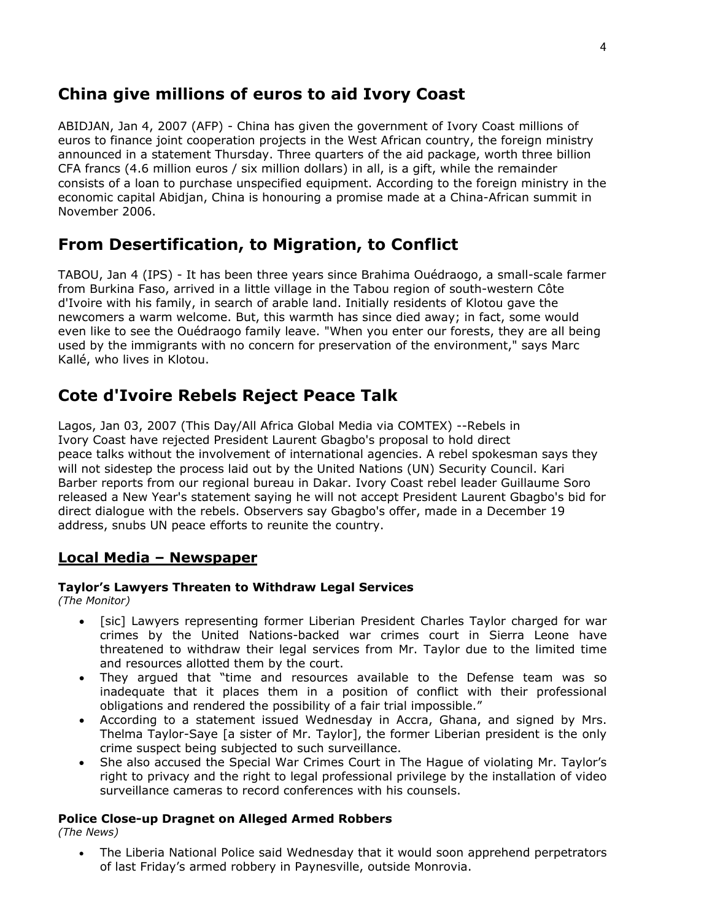## China give millions of euros to aid Ivory Coast

ABIDJAN, Jan 4, 2007 (AFP) - China has given the government of Ivory Coast millions of euros to finance joint cooperation projects in the West African country, the foreign ministry announced in a statement Thursday. Three quarters of the aid package, worth three billion CFA francs (4.6 million euros / six million dollars) in all, is a gift, while the remainder consists of a loan to purchase unspecified equipment. According to the foreign ministry in the economic capital Abidjan, China is honouring a promise made at a China-African summit in November 2006.

## From Desertification, to Migration, to Conflict

TABOU, Jan 4 (IPS) - It has been three years since Brahima Ouédraogo, a small-scale farmer from Burkina Faso, arrived in a little village in the Tabou region of south-western Côte d'Ivoire with his family, in search of arable land. Initially residents of Klotou gave the newcomers a warm welcome. But, this warmth has since died away; in fact, some would even like to see the Ouédraogo family leave. "When you enter our forests, they are all being used by the immigrants with no concern for preservation of the environment," says Marc Kallé, who lives in Klotou.

## Cote d'Ivoire Rebels Reject Peace Talk

Lagos, Jan 03, 2007 (This Day/All Africa Global Media via COMTEX) --Rebels in Ivory Coast have rejected President Laurent Gbagbo's proposal to hold direct peace talks without the involvement of international agencies. A rebel spokesman says they will not sidestep the process laid out by the United Nations (UN) Security Council. Kari Barber reports from our regional bureau in Dakar. Ivory Coast rebel leader Guillaume Soro released a New Year's statement saying he will not accept President Laurent Gbagbo's bid for direct dialogue with the rebels. Observers say Gbagbo's offer, made in a December 19 address, snubs UN peace efforts to reunite the country.

## Local Media – Newspaper

### Taylor's Lawyers Threaten to Withdraw Legal Services

*(The Monitor)*

- [sic] Lawyers representing former Liberian President Charles Taylor charged for war crimes by the United Nations-backed war crimes court in Sierra Leone have threatened to withdraw their legal services from Mr. Taylor due to the limited time and resources allotted them by the court.
- They argued that "time and resources available to the Defense team was so inadequate that it places them in a position of conflict with their professional obligations and rendered the possibility of a fair trial impossible."
- According to a statement issued Wednesday in Accra, Ghana, and signed by Mrs. Thelma Taylor-Saye [a sister of Mr. Taylor], the former Liberian president is the only crime suspect being subjected to such surveillance.
- She also accused the Special War Crimes Court in The Hague of violating Mr. Taylor's right to privacy and the right to legal professional privilege by the installation of video surveillance cameras to record conferences with his counsels.

### Police Close-up Dragnet on Alleged Armed Robbers

*(The News)*

- The Liberia National Police said Wednesday that it would soon apprehend perpetrators of last Friday's armed robbery in Paynesville, outside Monrovia.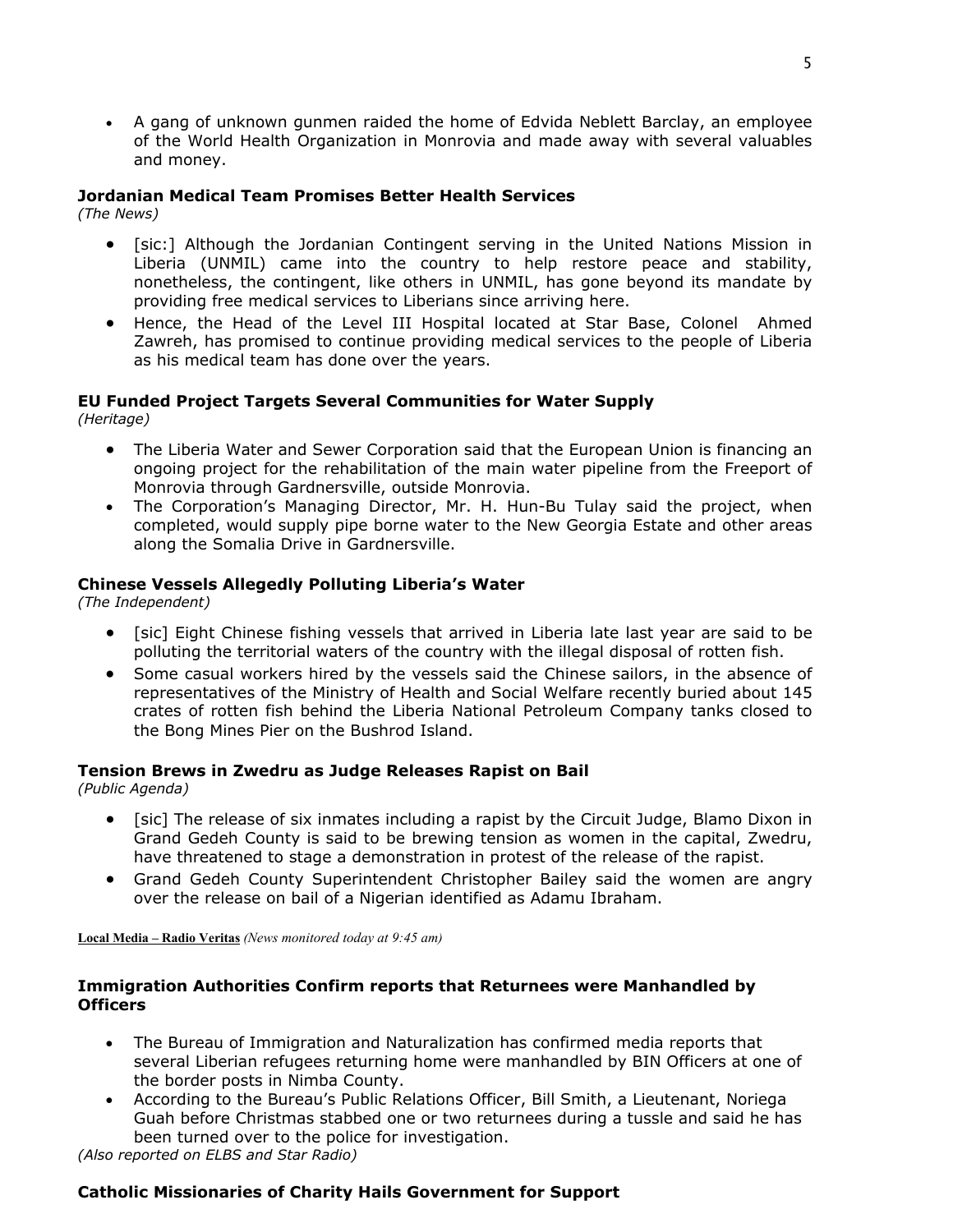- A gang of unknown gunmen raided the home of Edvida Neblett Barclay, an employee of the World Health Organization in Monrovia and made away with several valuables and money.

**Jordanian Medical Team Promises Better Health Services**
*(The News)*

- [sic:] Although the Jordanian Contingent serving in the United Nations Mission in Liberia (UNMIL) came into the country to help restore peace and stability, nonetheless, the contingent, like others in UNMIL, has gone beyond its mandate by providing free medical services to Liberians since arriving here.
- Hence, the Head of the Level III Hospital located at Star Base, Colonel Ahmed Zawreh, has promised to continue providing medical services to the people of Liberia as his medical team has done over the years.

**EU Funded Project Targets Several Communities for Water Supply**
*(Heritage)*

- The Liberia Water and Sewer Corporation said that the European Union is financing an ongoing project for the rehabilitation of the main water pipeline from the Freeport of Monrovia through Gardnersville, outside Monrovia.
- The Corporation's Managing Director, Mr. H. Hun-Bu Tulay said the project, when completed, would supply pipe borne water to the New Georgia Estate and other areas along the Somalia Drive in Gardnersville.

**Chinese Vessels Allegedly Polluting Liberia's Water**
*(The Independent)*

- [sic] Eight Chinese fishing vessels that arrived in Liberia late last year are said to be polluting the territorial waters of the country with the illegal disposal of rotten fish.
- Some casual workers hired by the vessels said the Chinese sailors, in the absence of representatives of the Ministry of Health and Social Welfare recently buried about 145 crates of rotten fish behind the Liberia National Petroleum Company tanks closed to the Bong Mines Pier on the Bushrod Island.

**Tension Brews in Zwedru as Judge Releases Rapist on Bail**
*(Public Agenda)*

- [sic] The release of six inmates including a rapist by the Circuit Judge, Blamo Dixon in Grand Gedeh County is said to be brewing tension as women in the capital, Zwedru, have threatened to stage a demonstration in protest of the release of the rapist.
- Grand Gedeh County Superintendent Christopher Bailey said the women are angry over the release on bail of a Nigerian identified as Adamu Ibraham.

**Local Media – Radio Veritas** *(News monitored today at 9:45 am)*

**Immigration Authorities Confirm reports that Returnees were Manhandled by Officers**

- The Bureau of Immigration and Naturalization has confirmed media reports that several Liberian refugees returning home were manhandled by BIN Officers at one of the border posts in Nimba County.
- According to the Bureau's Public Relations Officer, Bill Smith, a Lieutenant, Noriega Guah before Christmas stabbed one or two returnees during a tussle and said he has been turned over to the police for investigation.

*(Also reported on ELBS and Star Radio)*

**Catholic Missionaries of Charity Hails Government for Support**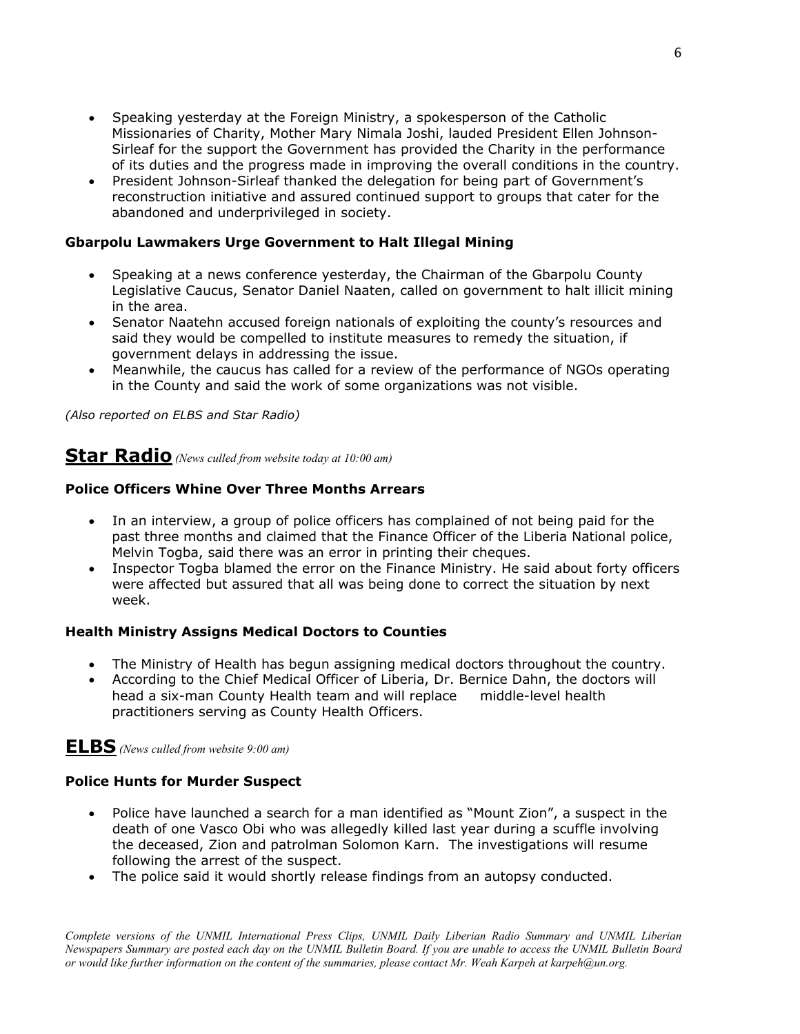- Speaking yesterday at the Foreign Ministry, a spokesperson of the Catholic Missionaries of Charity, Mother Mary Nimala Joshi, lauded President Ellen Johnson-Sirleaf for the support the Government has provided the Charity in the performance of its duties and the progress made in improving the overall conditions in the country.
- President Johnson-Sirleaf thanked the delegation for being part of Government's reconstruction initiative and assured continued support to groups that cater for the abandoned and underprivileged in society.

**Gbarpolu Lawmakers Urge Government to Halt Illegal Mining**

- Speaking at a news conference yesterday, the Chairman of the Gbarpolu County Legislative Caucus, Senator Daniel Naaten, called on government to halt illicit mining in the area.
- Senator Naatehn accused foreign nationals of exploiting the county's resources and said they would be compelled to institute measures to remedy the situation, if government delays in addressing the issue.
- Meanwhile, the caucus has called for a review of the performance of NGOs operating in the County and said the work of some organizations was not visible.

*(Also reported on ELBS and Star Radio)*

## Star Radio *(News culled from website today at 10:00 am)*

**Police Officers Whine Over Three Months Arrears**

- In an interview, a group of police officers has complained of not being paid for the past three months and claimed that the Finance Officer of the Liberia National police, Melvin Togba, said there was an error in printing their cheques.
- Inspector Togba blamed the error on the Finance Ministry. He said about forty officers were affected but assured that all was being done to correct the situation by next week.

**Health Ministry Assigns Medical Doctors to Counties**

- The Ministry of Health has begun assigning medical doctors throughout the country.
- According to the Chief Medical Officer of Liberia, Dr. Bernice Dahn, the doctors will head a six-man County Health team and will replace middle-level health practitioners serving as County Health Officers.

## ELBS *(News culled from website 9:00 am)*

**Police Hunts for Murder Suspect**

- Police have launched a search for a man identified as "Mount Zion", a suspect in the death of one Vasco Obi who was allegedly killed last year during a scuffle involving the deceased, Zion and patrolman Solomon Karn. The investigations will resume following the arrest of the suspect.
- The police said it would shortly release findings from an autopsy conducted.

*Complete versions of the UNMIL International Press Clips, UNMIL Daily Liberian Radio Summary and UNMIL Liberian Newspapers Summary are posted each day on the UNMIL Bulletin Board. If you are unable to access the UNMIL Bulletin Board or would like further information on the content of the summaries, please contact Mr. Weah Karpeh at karpeh@un.org.*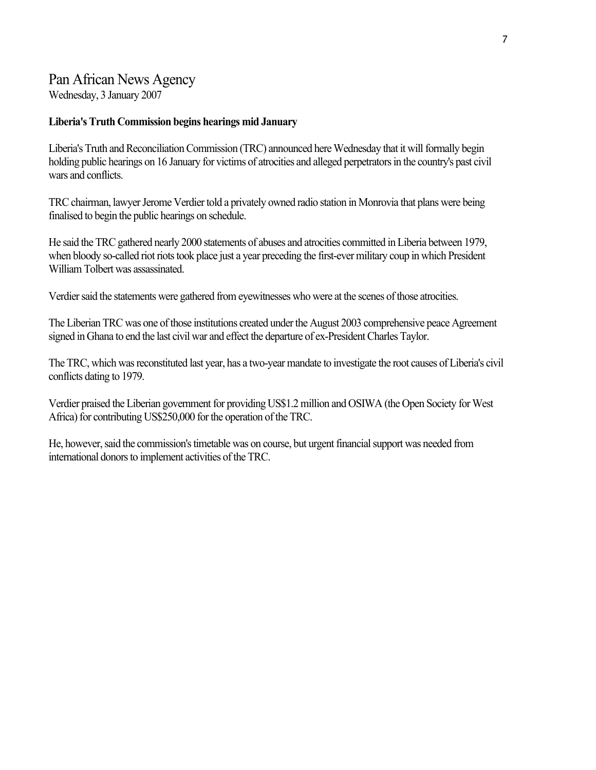# Pan African News Agency

Wednesday, 3 January 2007

**Liberia's Truth Commission begins hearings mid January**

Liberia's Truth and Reconciliation Commission (TRC) announced here Wednesday that it will formally begin holding public hearings on 16 January for victims of atrocities and alleged perpetrators in the country's past civil wars and conflicts.

TRC chairman, lawyer Jerome Verdier told a privately owned radio station in Monrovia that plans were being finalised to begin the public hearings on schedule.

He said the TRC gathered nearly 2000 statements of abuses and atrocities committed in Liberia between 1979, when bloody so-called riot riots took place just a year preceding the first-ever military coup in which President William Tolbert was assassinated.

Verdier said the statements were gathered from eyewitnesses who were at the scenes of those atrocities.

The Liberian TRC was one of those institutions created under the August 2003 comprehensive peace Agreement signed in Ghana to end the last civil war and effect the departure of ex-President Charles Taylor.

The TRC, which was reconstituted last year, has a two-year mandate to investigate the root causes of Liberia's civil conflicts dating to 1979.

Verdier praised the Liberian government for providing US$1.2 million and OSIWA (the Open Society for West Africa) for contributing US$250,000 for the operation of the TRC.

He, however, said the commission's timetable was on course, but urgent financial support was needed from international donors to implement activities of the TRC.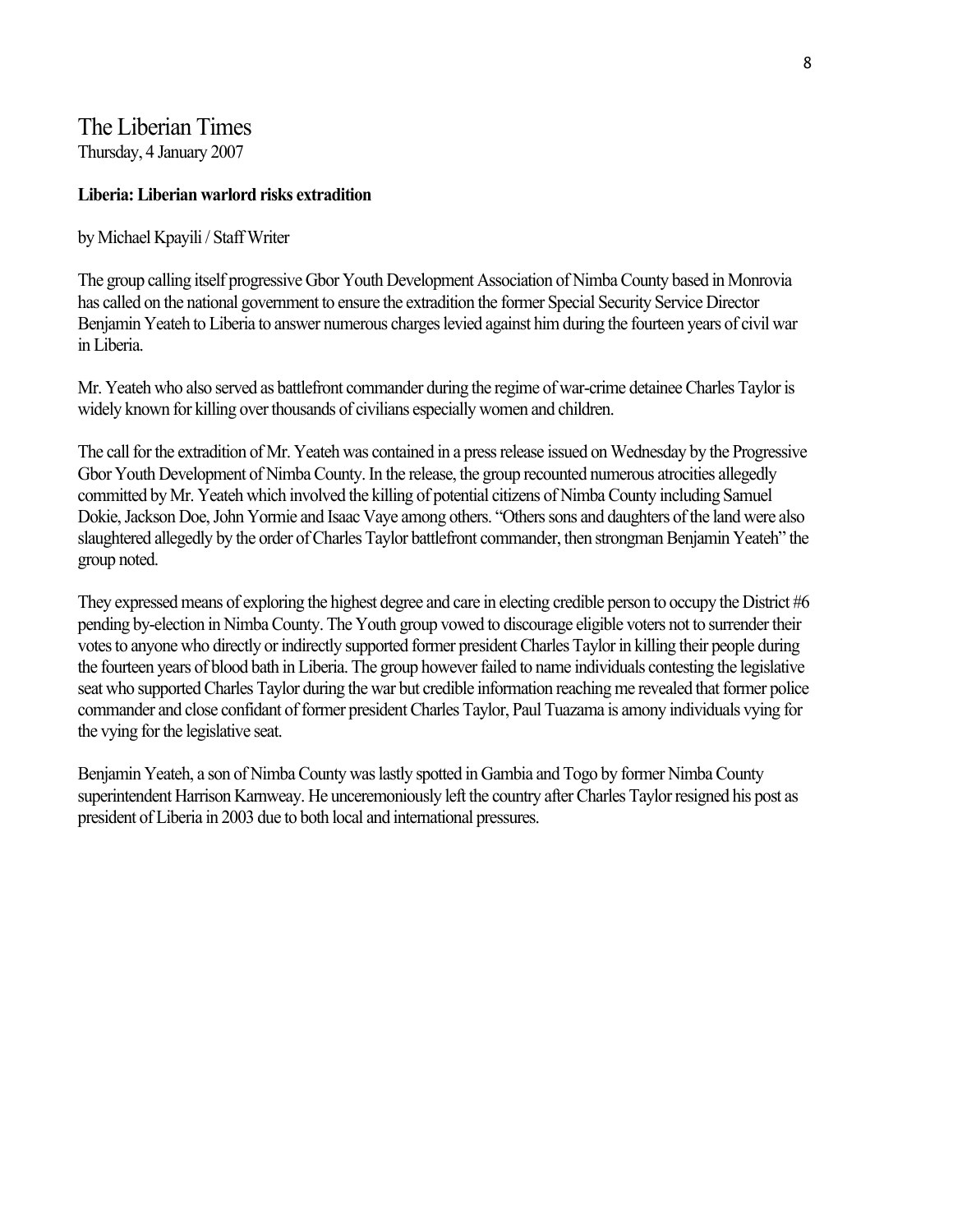# The Liberian Times

Thursday, 4 January 2007

**Liberia: Liberian warlord risks extradition**

by Michael Kpayili / Staff Writer

The group calling itself progressive Gbor Youth Development Association of Nimba County based in Monrovia has called on the national government to ensure the extradition the former Special Security Service Director Benjamin Yeateh to Liberia to answer numerous charges levied against him during the fourteen years of civil war in Liberia.

Mr. Yeateh who also served as battlefront commander during the regime of war-crime detainee Charles Taylor is widely known for killing over thousands of civilians especially women and children.

The call for the extradition of Mr. Yeateh was contained in a press release issued on Wednesday by the Progressive Gbor Youth Development of Nimba County. In the release, the group recounted numerous atrocities allegedly committed by Mr. Yeateh which involved the killing of potential citizens of Nimba County including Samuel Dokie, Jackson Doe, John Yormie and Isaac Vaye among others. "Others sons and daughters of the land were also slaughtered allegedly by the order of Charles Taylor battlefront commander, then strongman Benjamin Yeateh" the group noted.

They expressed means of exploring the highest degree and care in electing credible person to occupy the District #6 pending by-election in Nimba County. The Youth group vowed to discourage eligible voters not to surrender their votes to anyone who directly or indirectly supported former president Charles Taylor in killing their people during the fourteen years of blood bath in Liberia. The group however failed to name individuals contesting the legislative seat who supported Charles Taylor during the war but credible information reaching me revealed that former police commander and close confidant of former president Charles Taylor, Paul Tuazama is amony individuals vying for the vying for the legislative seat.

Benjamin Yeateh, a son of Nimba County was lastly spotted in Gambia and Togo by former Nimba County superintendent Harrison Karnweay. He unceremoniously left the country after Charles Taylor resigned his post as president of Liberia in 2003 due to both local and international pressures.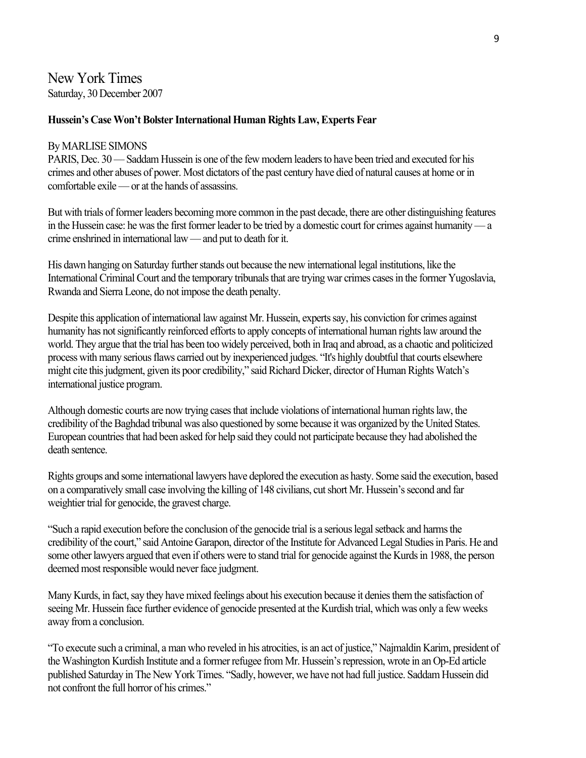New York Times
Saturday, 30 December 2007

**Hussein's Case Won't Bolster International Human Rights Law, Experts Fear**

By MARLISE SIMONS
PARIS, Dec. 30 — Saddam Hussein is one of the few modern leaders to have been tried and executed for his crimes and other abuses of power. Most dictators of the past century have died of natural causes at home or in comfortable exile — or at the hands of assassins.

But with trials of former leaders becoming more common in the past decade, there are other distinguishing features in the Hussein case: he was the first former leader to be tried by a domestic court for crimes against humanity — a crime enshrined in international law — and put to death for it.

His dawn hanging on Saturday further stands out because the new international legal institutions, like the International Criminal Court and the temporary tribunals that are trying war crimes cases in the former Yugoslavia, Rwanda and Sierra Leone, do not impose the death penalty.

Despite this application of international law against Mr. Hussein, experts say, his conviction for crimes against humanity has not significantly reinforced efforts to apply concepts of international human rights law around the world. They argue that the trial has been too widely perceived, both in Iraq and abroad, as a chaotic and politicized process with many serious flaws carried out by inexperienced judges. "It's highly doubtful that courts elsewhere might cite this judgment, given its poor credibility," said Richard Dicker, director of Human Rights Watch's international justice program.

Although domestic courts are now trying cases that include violations of international human rights law, the credibility of the Baghdad tribunal was also questioned by some because it was organized by the United States. European countries that had been asked for help said they could not participate because they had abolished the death sentence.

Rights groups and some international lawyers have deplored the execution as hasty. Some said the execution, based on a comparatively small case involving the killing of 148 civilians, cut short Mr. Hussein's second and far weightier trial for genocide, the gravest charge.

"Such a rapid execution before the conclusion of the genocide trial is a serious legal setback and harms the credibility of the court," said Antoine Garapon, director of the Institute for Advanced Legal Studies in Paris. He and some other lawyers argued that even if others were to stand trial for genocide against the Kurds in 1988, the person deemed most responsible would never face judgment.

Many Kurds, in fact, say they have mixed feelings about his execution because it denies them the satisfaction of seeing Mr. Hussein face further evidence of genocide presented at the Kurdish trial, which was only a few weeks away from a conclusion.

"To execute such a criminal, a man who reveled in his atrocities, is an act of justice," Najmaldin Karim, president of the Washington Kurdish Institute and a former refugee from Mr. Hussein's repression, wrote in an Op-Ed article published Saturday in The New York Times. "Sadly, however, we have not had full justice. Saddam Hussein did not confront the full horror of his crimes."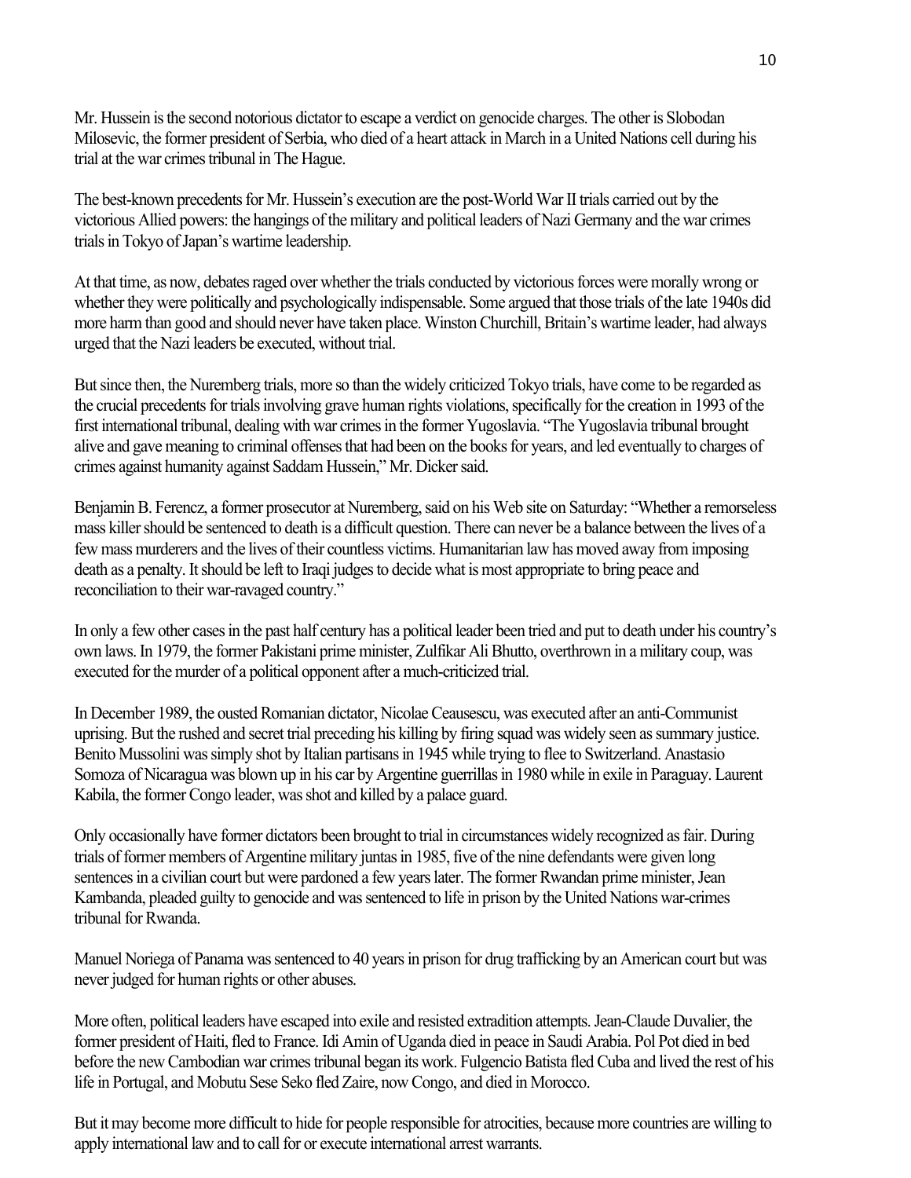Mr. Hussein is the second notorious dictator to escape a verdict on genocide charges. The other is Slobodan Milosevic, the former president of Serbia, who died of a heart attack in March in a United Nations cell during his trial at the war crimes tribunal in The Hague.

The best-known precedents for Mr. Hussein's execution are the post-World War II trials carried out by the victorious Allied powers: the hangings of the military and political leaders of Nazi Germany and the war crimes trials in Tokyo of Japan's wartime leadership.

At that time, as now, debates raged over whether the trials conducted by victorious forces were morally wrong or whether they were politically and psychologically indispensable. Some argued that those trials of the late 1940s did more harm than good and should never have taken place. Winston Churchill, Britain's wartime leader, had always urged that the Nazi leaders be executed, without trial.

But since then, the Nuremberg trials, more so than the widely criticized Tokyo trials, have come to be regarded as the crucial precedents for trials involving grave human rights violations, specifically for the creation in 1993 of the first international tribunal, dealing with war crimes in the former Yugoslavia. "The Yugoslavia tribunal brought alive and gave meaning to criminal offenses that had been on the books for years, and led eventually to charges of crimes against humanity against Saddam Hussein," Mr. Dicker said.

Benjamin B. Ferencz, a former prosecutor at Nuremberg, said on his Web site on Saturday: "Whether a remorseless mass killer should be sentenced to death is a difficult question. There can never be a balance between the lives of a few mass murderers and the lives of their countless victims. Humanitarian law has moved away from imposing death as a penalty. It should be left to Iraqi judges to decide what is most appropriate to bring peace and reconciliation to their war-ravaged country."

In only a few other cases in the past half century has a political leader been tried and put to death under his country's own laws. In 1979, the former Pakistani prime minister, Zulfikar Ali Bhutto, overthrown in a military coup, was executed for the murder of a political opponent after a much-criticized trial.

In December 1989, the ousted Romanian dictator, Nicolae Ceausescu, was executed after an anti-Communist uprising. But the rushed and secret trial preceding his killing by firing squad was widely seen as summary justice. Benito Mussolini was simply shot by Italian partisans in 1945 while trying to flee to Switzerland. Anastasio Somoza of Nicaragua was blown up in his car by Argentine guerrillas in 1980 while in exile in Paraguay. Laurent Kabila, the former Congo leader, was shot and killed by a palace guard.

Only occasionally have former dictators been brought to trial in circumstances widely recognized as fair. During trials of former members of Argentine military juntas in 1985, five of the nine defendants were given long sentences in a civilian court but were pardoned a few years later. The former Rwandan prime minister, Jean Kambanda, pleaded guilty to genocide and was sentenced to life in prison by the United Nations war-crimes tribunal for Rwanda.

Manuel Noriega of Panama was sentenced to 40 years in prison for drug trafficking by an American court but was never judged for human rights or other abuses.

More often, political leaders have escaped into exile and resisted extradition attempts. Jean-Claude Duvalier, the former president of Haiti, fled to France. Idi Amin of Uganda died in peace in Saudi Arabia. Pol Pot died in bed before the new Cambodian war crimes tribunal began its work. Fulgencio Batista fled Cuba and lived the rest of his life in Portugal, and Mobutu Sese Seko fled Zaire, now Congo, and died in Morocco.

But it may become more difficult to hide for people responsible for atrocities, because more countries are willing to apply international law and to call for or execute international arrest warrants.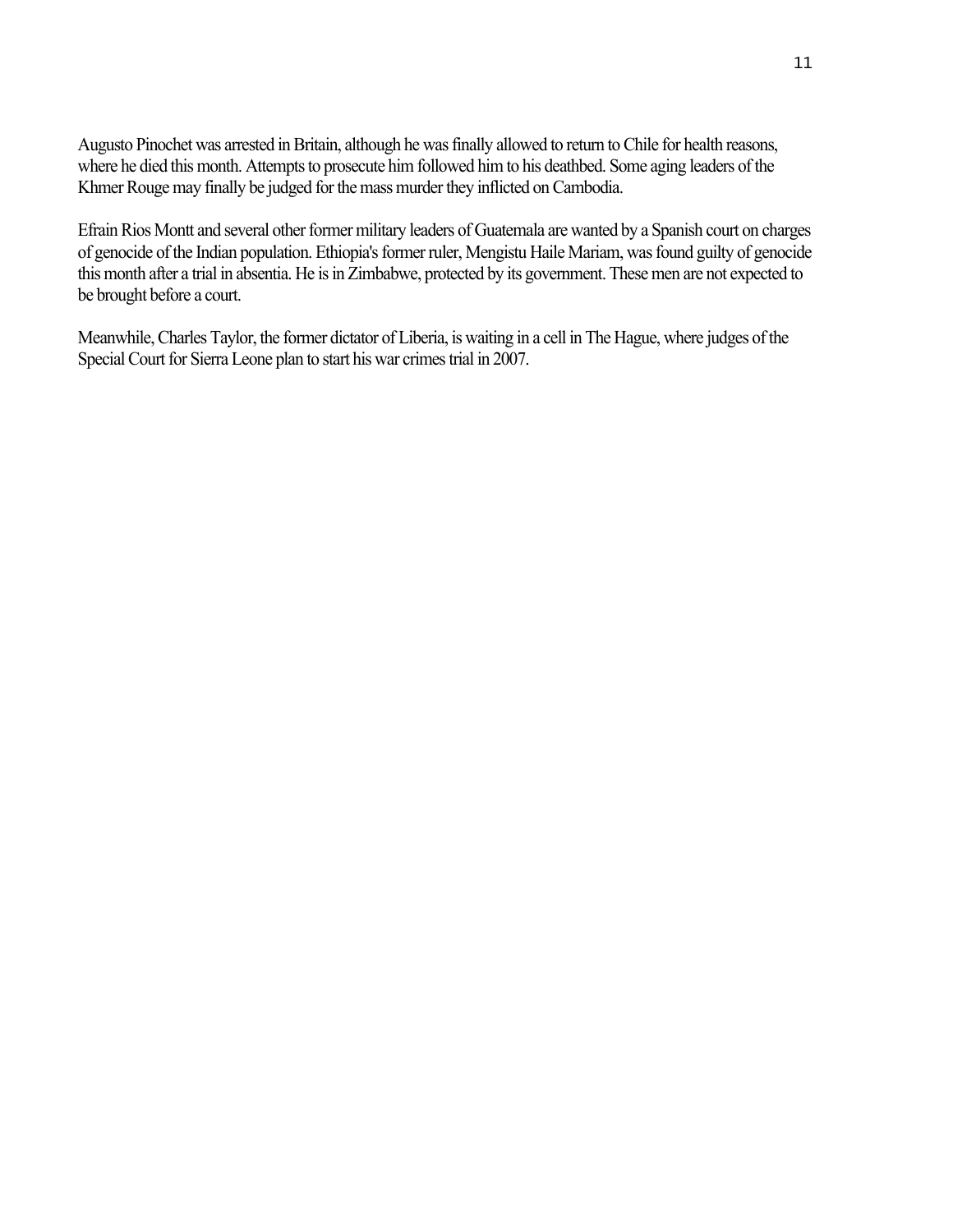Augusto Pinochet was arrested in Britain, although he was finally allowed to return to Chile for health reasons, where he died this month. Attempts to prosecute him followed him to his deathbed. Some aging leaders of the Khmer Rouge may finally be judged for the mass murder they inflicted on Cambodia.

Efrain Rios Montt and several other former military leaders of Guatemala are wanted by a Spanish court on charges of genocide of the Indian population. Ethiopia's former ruler, Mengistu Haile Mariam, was found guilty of genocide this month after a trial in absentia. He is in Zimbabwe, protected by its government. These men are not expected to be brought before a court.

Meanwhile, Charles Taylor, the former dictator of Liberia, is waiting in a cell in The Hague, where judges of the Special Court for Sierra Leone plan to start his war crimes trial in 2007.